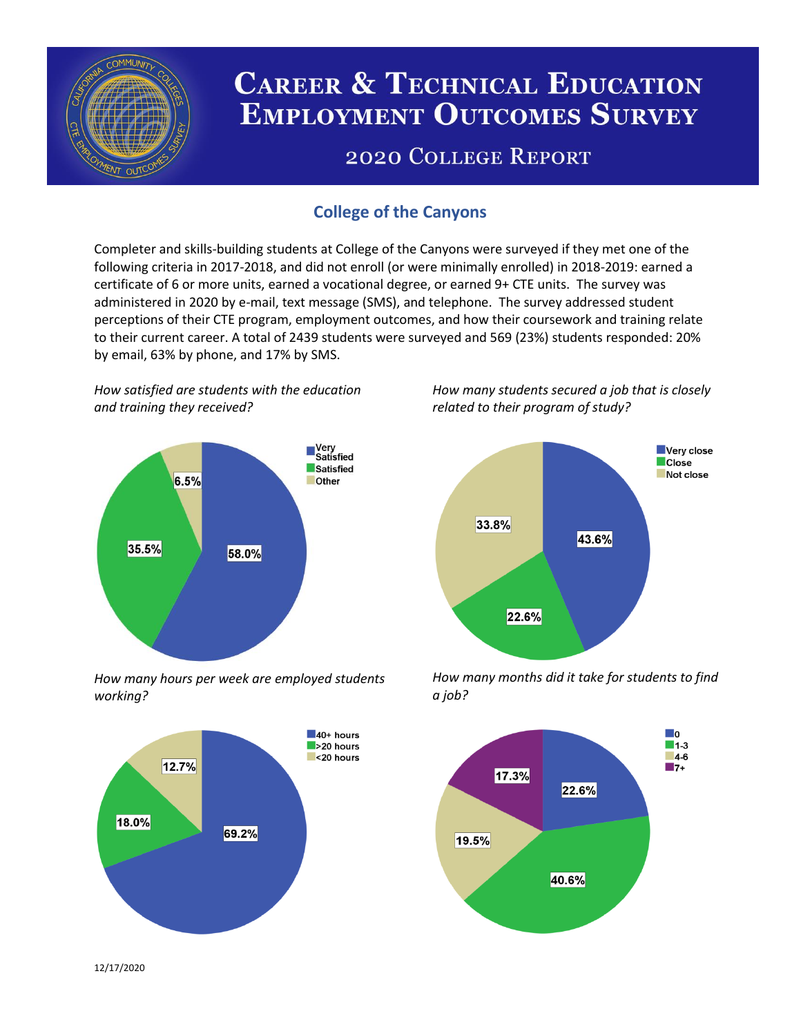# Career & Technical Education Employment Outcomes Survey

## 2020 College Report

### College of the Canyons

Completer and skills-building students at College of the Canyons were surveyed if they met one of the following criteria in 2017-2018, and did not enroll (or were minimally enrolled) in 2018-2019: earned a certificate of 6 or more units, earned a vocational degree, or earned 9+ CTE units. The survey was administered in 2020 by e-mail, text message (SMS), and telephone. The survey addressed student perceptions of their CTE program, employment outcomes, and how their coursework and training relate to their current career. A total of 2439 students were surveyed and 569 (23%) students responded: 20% by email, 63% by phone, and 17% by SMS.

*How satisfied are students with the education and training they received?*

| Response | Percent |
| --- | --- |
| Very Satisfied | 58.0% |
| Satisfied | 35.5% |
| Other | 6.5% |

*How many students secured a job that is closely related to their program of study?*

| Response | Percent |
| --- | --- |
| Very close | 43.6% |
| Close | 22.6% |
| Not close | 33.8% |

*How many hours per week are employed students working?*

| Response | Percent |
| --- | --- |
| 40+ hours | 69.2% |
| >20 hours | 18.0% |
| <20 hours | 12.7% |

*How many months did it take for students to find a job?*

| Response | Percent |
| --- | --- |
| 0 | 22.6% |
| 1-3 | 40.6% |
| 4-6 | 19.5% |
| 7+ | 17.3% |

12/17/2020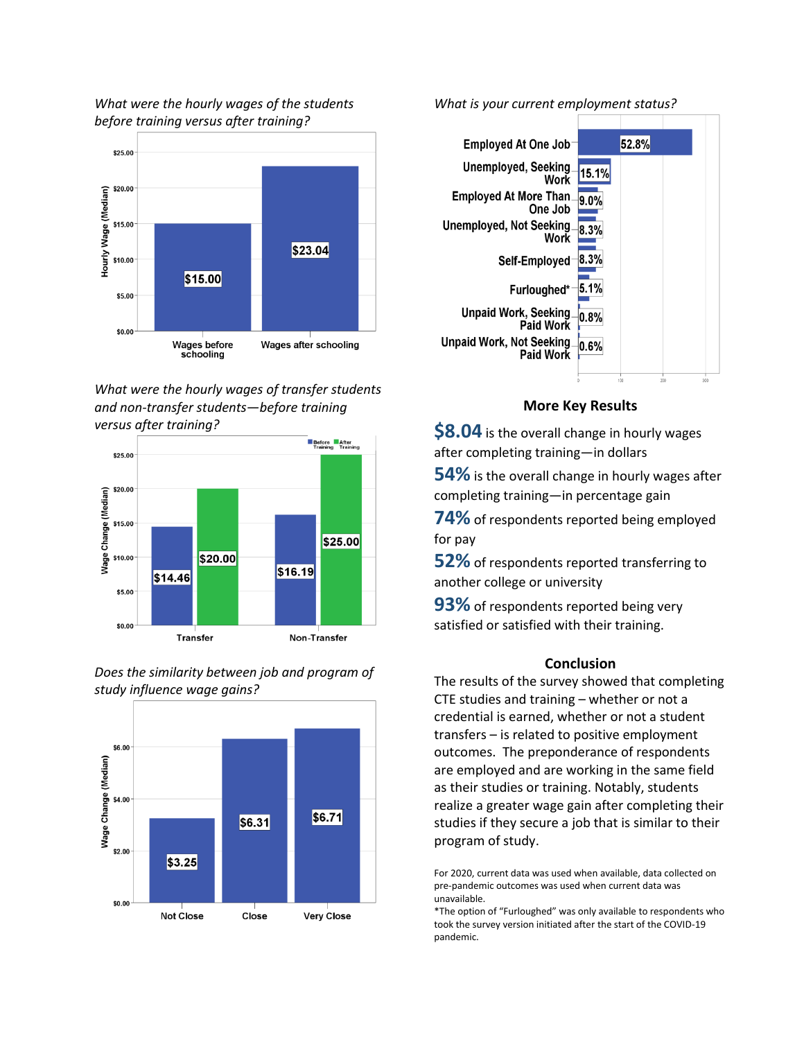*What were the hourly wages of the students before training versus after training?*

Hourly Wage (Median)

$25.00
$20.00
$15.00
$10.00
$5.00
$0.00

$15.00
$23.04

Wages before schooling
Wages after schooling

*What were the hourly wages of transfer students and non-transfer students—before training versus after training?*

Before Training
After Training

Wage Change (Median)

$25.00
$20.00
$15.00
$10.00
$5.00
$0.00

$14.46
$20.00
$16.19
$25.00

Transfer
Non-Transfer

*Does the similarity between job and program of study influence wage gains?*

Wage Change (Median)

$6.00
$4.00
$2.00
$0.00

$3.25
$6.31
$6.71

Not Close
Close
Very Close

*What is your current employment status?*

Employed At One Job 52.8%
Unemployed, Seeking Work 15.1%
Employed At More Than One Job 9.0%
Unemployed, Not Seeking Work 8.3%
Self-Employed 8.3%
Furloughed* 5.1%
Unpaid Work, Seeking Paid Work 0.8%
Unpaid Work, Not Seeking Paid Work 0.6%

0
100
200
300

## More Key Results

**$8.04** is the overall change in hourly wages after completing training—in dollars

**54%** is the overall change in hourly wages after completing training—in percentage gain

**74%** of respondents reported being employed for pay

**52%** of respondents reported transferring to another college or university

**93%** of respondents reported being very satisfied or satisfied with their training.

## Conclusion

The results of the survey showed that completing CTE studies and training – whether or not a credential is earned, whether or not a student transfers – is related to positive employment outcomes. The preponderance of respondents are employed and are working in the same field as their studies or training. Notably, students realize a greater wage gain after completing their studies if they secure a job that is similar to their program of study.

For 2020, current data was used when available, data collected on pre-pandemic outcomes was used when current data was unavailable.

*The option of "Furloughed" was only available to respondents who took the survey version initiated after the start of the COVID-19 pandemic.